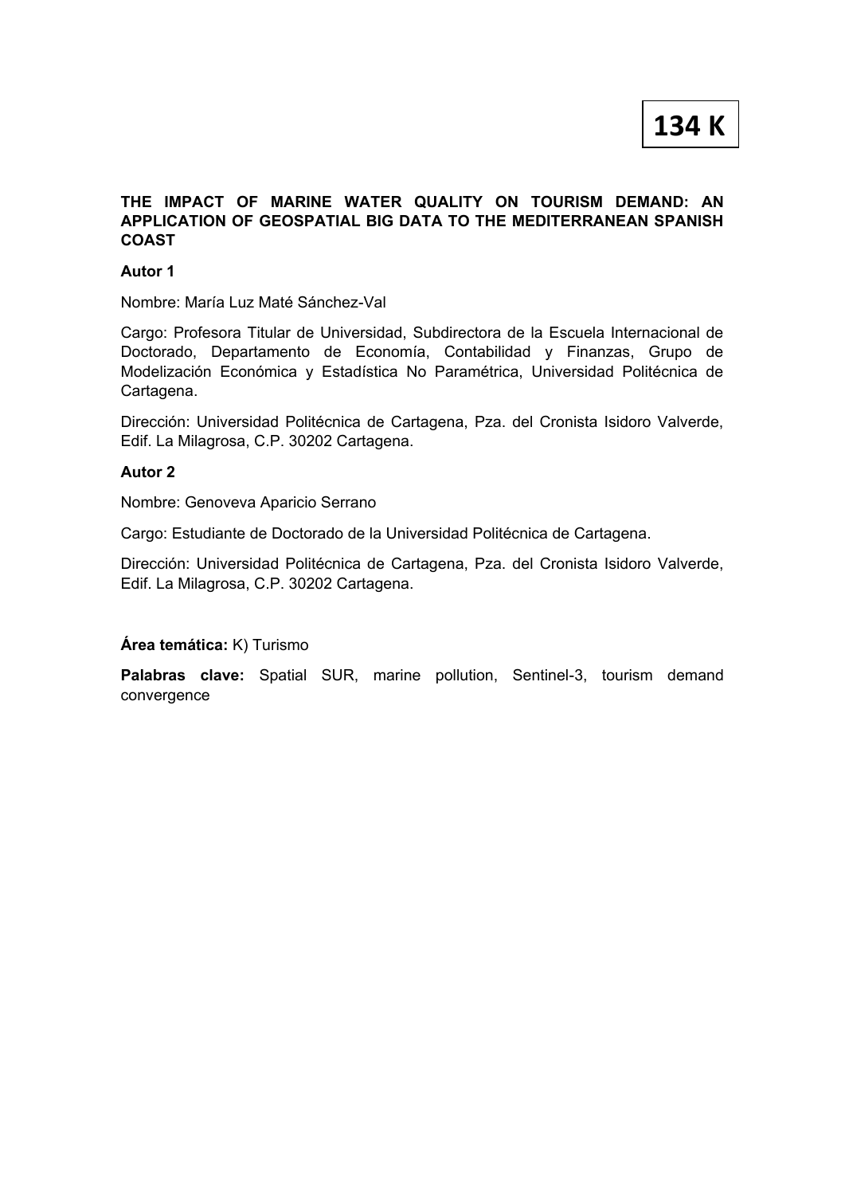**134 K**

# THE IMPACT OF MARINE WATER QUALITY ON TOURISM DEMAND: AN APPLICATION OF GEOSPATIAL BIG DATA TO THE MEDITERRANEAN SPANISH COAST

**Autor 1**

Nombre: María Luz Maté Sánchez-Val

Cargo: Profesora Titular de Universidad, Subdirectora de la Escuela Internacional de Doctorado, Departamento de Economía, Contabilidad y Finanzas, Grupo de Modelización Económica y Estadística No Paramétrica, Universidad Politécnica de Cartagena.

Dirección: Universidad Politécnica de Cartagena, Pza. del Cronista Isidoro Valverde, Edif. La Milagrosa, C.P. 30202 Cartagena.

**Autor 2**

Nombre: Genoveva Aparicio Serrano

Cargo: Estudiante de Doctorado de la Universidad Politécnica de Cartagena.

Dirección: Universidad Politécnica de Cartagena, Pza. del Cronista Isidoro Valverde, Edif. La Milagrosa, C.P. 30202 Cartagena.

**Área temática:** K) Turismo

**Palabras clave:** Spatial SUR, marine pollution, Sentinel-3, tourism demand convergence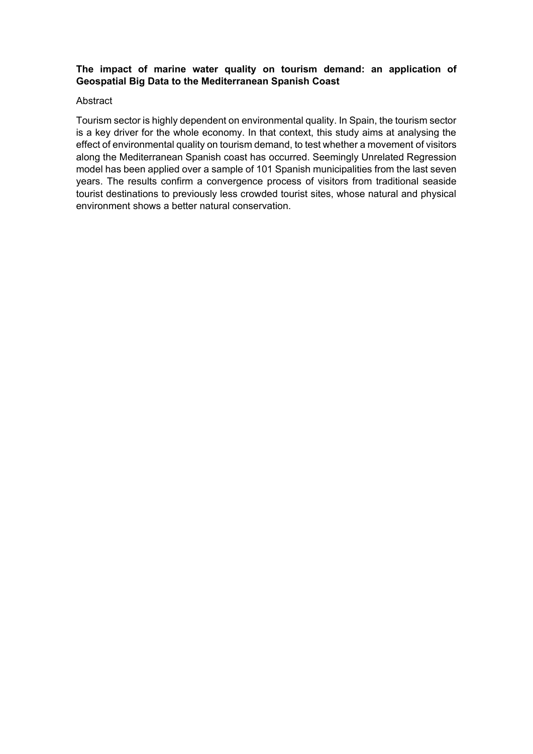**The impact of marine water quality on tourism demand: an application of Geospatial Big Data to the Mediterranean Spanish Coast**

Abstract

Tourism sector is highly dependent on environmental quality. In Spain, the tourism sector is a key driver for the whole economy. In that context, this study aims at analysing the effect of environmental quality on tourism demand, to test whether a movement of visitors along the Mediterranean Spanish coast has occurred. Seemingly Unrelated Regression model has been applied over a sample of 101 Spanish municipalities from the last seven years. The results confirm a convergence process of visitors from traditional seaside tourist destinations to previously less crowded tourist sites, whose natural and physical environment shows a better natural conservation.